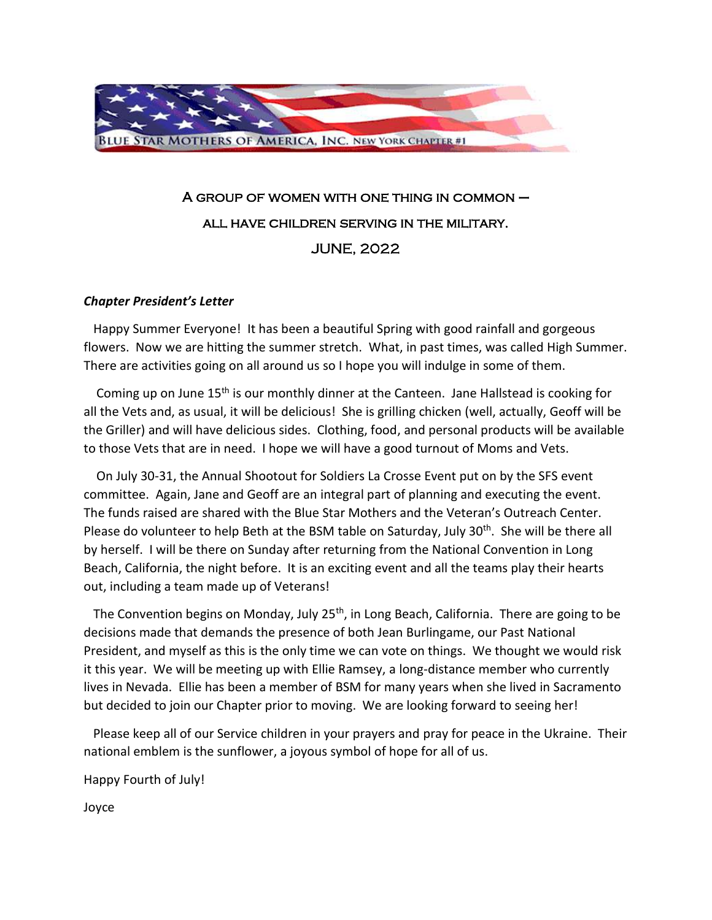BLUE STAR MOTHERS OF AMERICA, INC. NEW YORK CHAPTER #1

A GROUP OF WOMEN WITH ONE THING IN COMMON –

ALL HAVE CHILDREN SERVING IN THE MILITARY.

JUNE, 2022

***Chapter President's Letter***

Happy Summer Everyone! It has been a beautiful Spring with good rainfall and gorgeous flowers. Now we are hitting the summer stretch. What, in past times, was called High Summer. There are activities going on all around us so I hope you will indulge in some of them.

Coming up on June 15th is our monthly dinner at the Canteen. Jane Hallstead is cooking for all the Vets and, as usual, it will be delicious! She is grilling chicken (well, actually, Geoff will be the Griller) and will have delicious sides. Clothing, food, and personal products will be available to those Vets that are in need. I hope we will have a good turnout of Moms and Vets.

On July 30-31, the Annual Shootout for Soldiers La Crosse Event put on by the SFS event committee. Again, Jane and Geoff are an integral part of planning and executing the event. The funds raised are shared with the Blue Star Mothers and the Veteran's Outreach Center. Please do volunteer to help Beth at the BSM table on Saturday, July 30th. She will be there all by herself. I will be there on Sunday after returning from the National Convention in Long Beach, California, the night before. It is an exciting event and all the teams play their hearts out, including a team made up of Veterans!

The Convention begins on Monday, July 25th, in Long Beach, California. There are going to be decisions made that demands the presence of both Jean Burlingame, our Past National President, and myself as this is the only time we can vote on things. We thought we would risk it this year. We will be meeting up with Ellie Ramsey, a long-distance member who currently lives in Nevada. Ellie has been a member of BSM for many years when she lived in Sacramento but decided to join our Chapter prior to moving. We are looking forward to seeing her!

Please keep all of our Service children in your prayers and pray for peace in the Ukraine. Their national emblem is the sunflower, a joyous symbol of hope for all of us.

Happy Fourth of July!

Joyce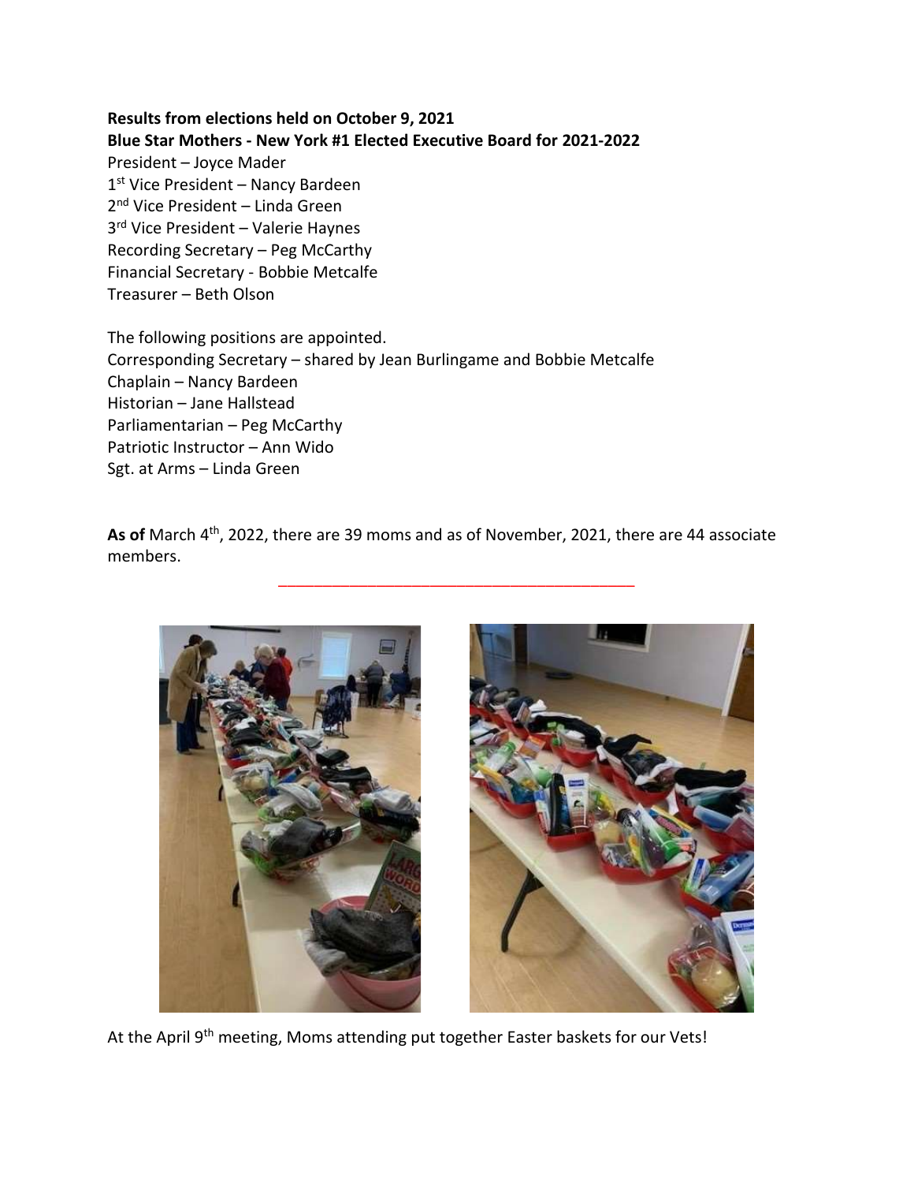**Results from elections held on October 9, 2021**
**Blue Star Mothers - New York #1 Elected Executive Board for 2021-2022**

President – Joyce Mader
1st Vice President – Nancy Bardeen
2nd Vice President – Linda Green
3rd Vice President – Valerie Haynes
Recording Secretary – Peg McCarthy
Financial Secretary - Bobbie Metcalfe
Treasurer – Beth Olson

The following positions are appointed.
Corresponding Secretary – shared by Jean Burlingame and Bobbie Metcalfe
Chaplain – Nancy Bardeen
Historian – Jane Hallstead
Parliamentarian – Peg McCarthy
Patriotic Instructor – Ann Wido
Sgt. at Arms – Linda Green

**As of** March 4th, 2022, there are 39 moms and as of November, 2021, there are 44 associate members.

---

At the April 9th meeting, Moms attending put together Easter baskets for our Vets!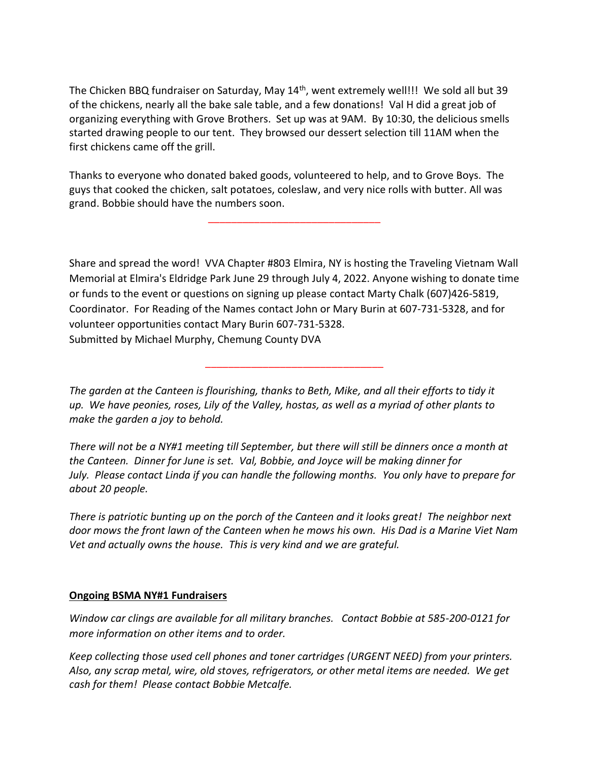The Chicken BBQ fundraiser on Saturday, May 14th, went extremely well!!! We sold all but 39 of the chickens, nearly all the bake sale table, and a few donations! Val H did a great job of organizing everything with Grove Brothers. Set up was at 9AM. By 10:30, the delicious smells started drawing people to our tent. They browsed our dessert selection till 11AM when the first chickens came off the grill.

Thanks to everyone who donated baked goods, volunteered to help, and to Grove Boys. The guys that cooked the chicken, salt potatoes, coleslaw, and very nice rolls with butter. All was grand. Bobbie should have the numbers soon.

---

Share and spread the word! VVA Chapter #803 Elmira, NY is hosting the Traveling Vietnam Wall Memorial at Elmira's Eldridge Park June 29 through July 4, 2022. Anyone wishing to donate time or funds to the event or questions on signing up please contact Marty Chalk (607)426-5819, Coordinator. For Reading of the Names contact John or Mary Burin at 607-731-5328, and for volunteer opportunities contact Mary Burin 607-731-5328.
Submitted by Michael Murphy, Chemung County DVA

---

*The garden at the Canteen is flourishing, thanks to Beth, Mike, and all their efforts to tidy it up. We have peonies, roses, Lily of the Valley, hostas, as well as a myriad of other plants to make the garden a joy to behold.*

*There will not be a NY#1 meeting till September, but there will still be dinners once a month at the Canteen. Dinner for June is set. Val, Bobbie, and Joyce will be making dinner for July. Please contact Linda if you can handle the following months. You only have to prepare for about 20 people.*

*There is patriotic bunting up on the porch of the Canteen and it looks great! The neighbor next door mows the front lawn of the Canteen when he mows his own. His Dad is a Marine Viet Nam Vet and actually owns the house. This is very kind and we are grateful.*

**Ongoing BSMA NY#1 Fundraisers**

*Window car clings are available for all military branches. Contact Bobbie at 585-200-0121 for more information on other items and to order.*

*Keep collecting those used cell phones and toner cartridges (URGENT NEED) from your printers. Also, any scrap metal, wire, old stoves, refrigerators, or other metal items are needed. We get cash for them! Please contact Bobbie Metcalfe.*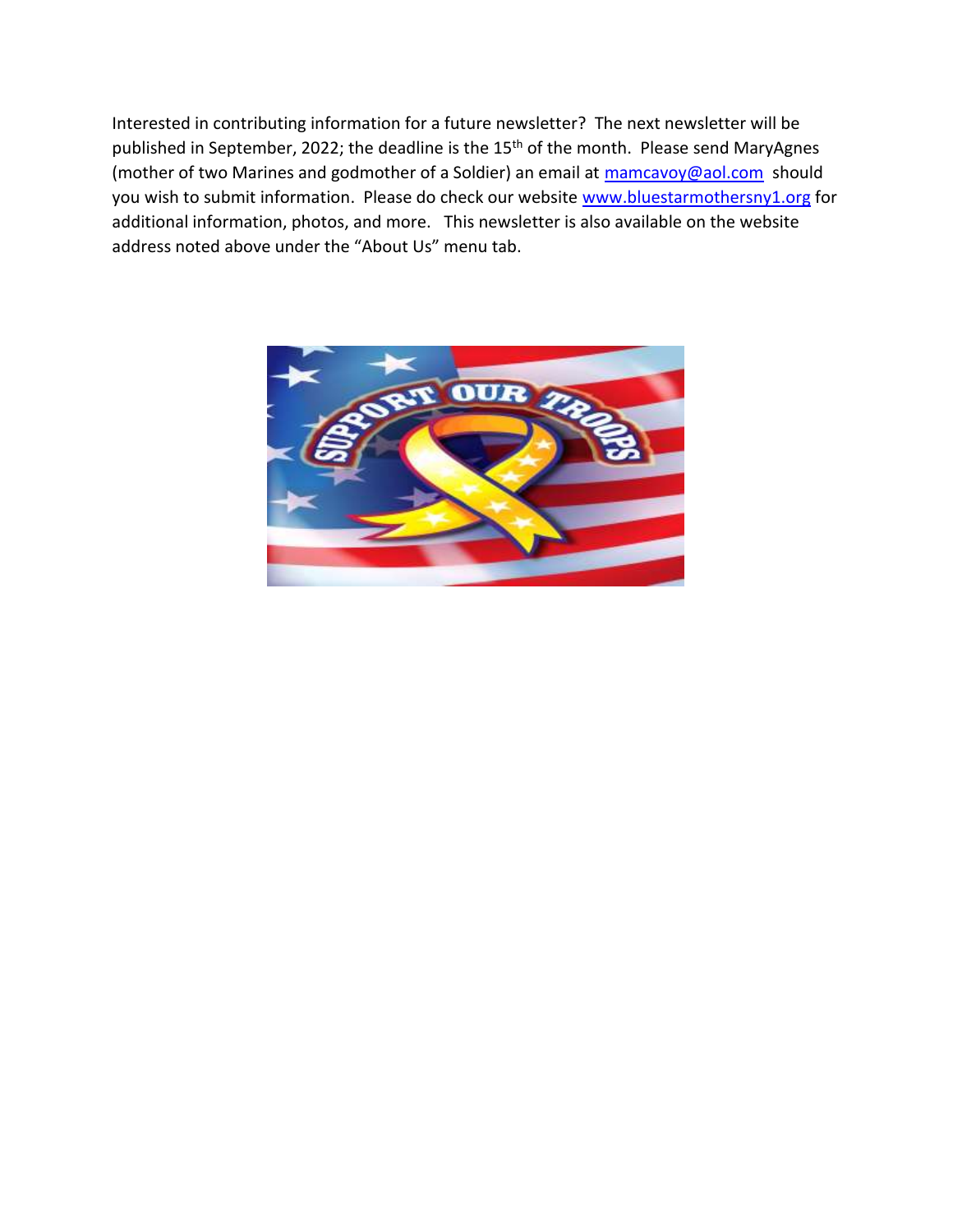Interested in contributing information for a future newsletter? The next newsletter will be published in September, 2022; the deadline is the 15th of the month. Please send MaryAgnes (mother of two Marines and godmother of a Soldier) an email at mamcavoy@aol.com should you wish to submit information. Please do check our website www.bluestarmothersny1.org for additional information, photos, and more. This newsletter is also available on the website address noted above under the "About Us" menu tab.